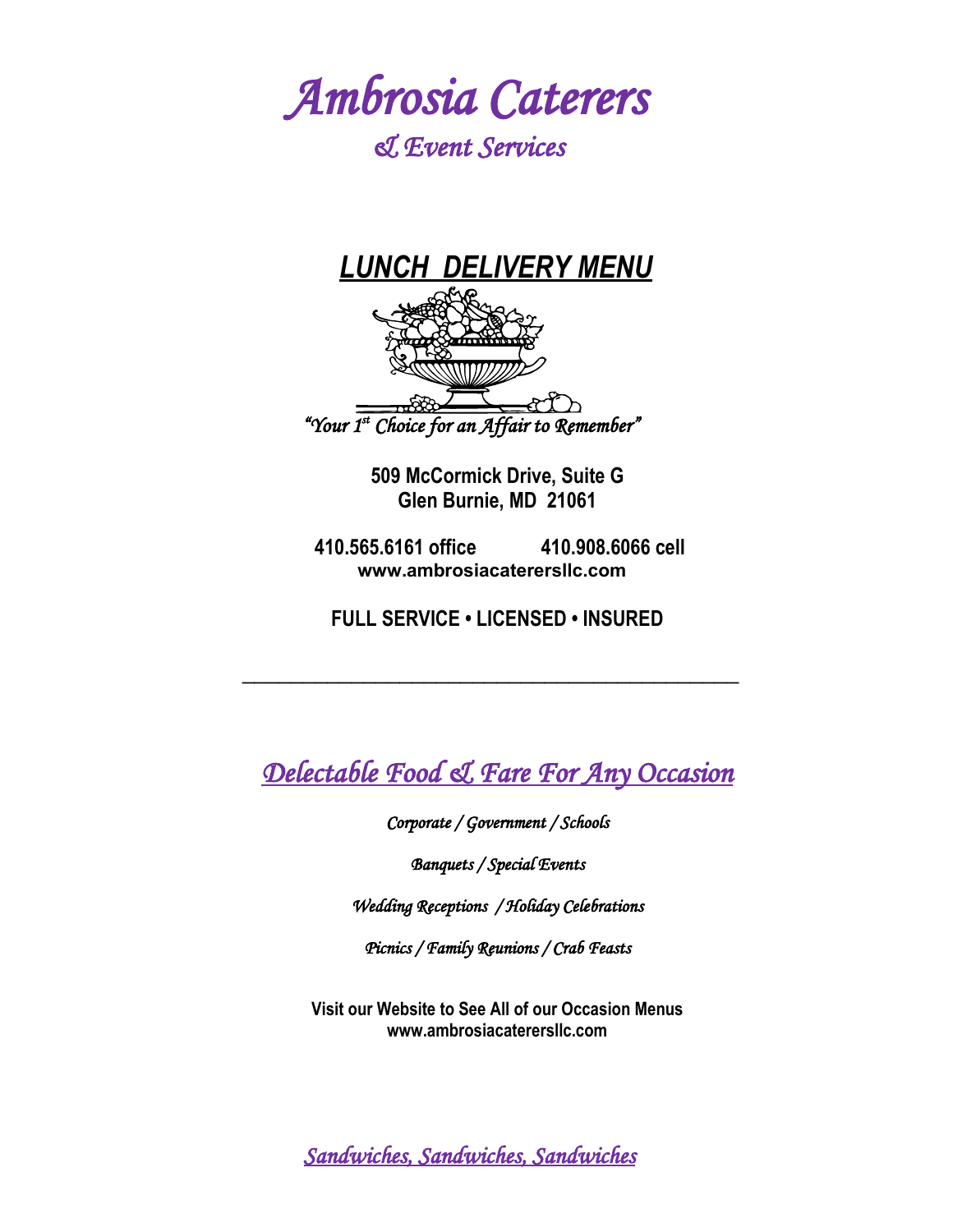# *Ambrosia Caterers*

## *& Event Services*

## ***LUNCH DELIVERY MENU***

*"Your 1st Choice for an Affair to Remember"*

**509 McCormick Drive, Suite G**
**Glen Burnie, MD 21061**

**410.565.6161 office 410.908.6066 cell**
**www.ambrosiacaterersllc.com**

**FULL SERVICE • LICENSED • INSURED**

---

## *Delectable Food & Fare For Any Occasion*

*Corporate / Government / Schools*

*Banquets / Special Events*

*Wedding Receptions / Holiday Celebrations*

*Picnics / Family Reunions / Crab Feasts*

**Visit our Website to See All of our Occasion Menus**
**www.ambrosiacaterersllc.com**

## *Sandwiches, Sandwiches, Sandwiches*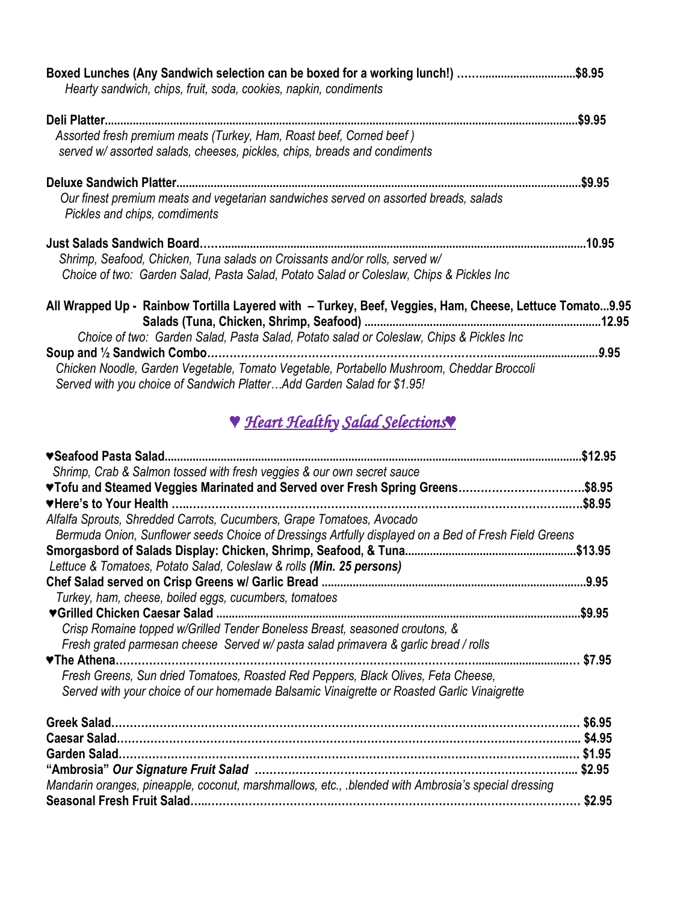**Boxed Lunches (Any Sandwich selection can be boxed for a working lunch!) ……..............................$8.95**
*Hearty sandwich, chips, fruit, soda, cookies, napkin, condiments*

**Deli Platter.....................................................................................................................................................$9.95**
*Assorted fresh premium meats (Turkey, Ham, Roast beef, Corned beef )*
*served w/ assorted salads, cheeses, pickles, chips, breads and condiments*

**Deluxe Sandwich Platter................................................................................................................................$9.95**
*Our finest premium meats and vegetarian sandwiches served on assorted breads, salads*
*Pickles and chips, comdiments*

**Just Salads Sandwich Board…….....................................................................................................................10.95**
*Shrimp, Seafood, Chicken, Tuna salads on Croissants and/or rolls, served w/*
*Choice of two: Garden Salad, Pasta Salad, Potato Salad or Coleslaw, Chips & Pickles Inc*

**All Wrapped Up - Rainbow Tortilla Layered with – Turkey, Beef, Veggies, Ham, Cheese, Lettuce Tomato...9.95**
**Salads (Tuna, Chicken, Shrimp, Seafood) ..........................................................................12.95**
*Choice of two: Garden Salad, Pasta Salad, Potato salad or Coleslaw, Chips & Pickles Inc*
**Soup and ½ Sandwich Combo…………………………………………………………………......................................9.95**
*Chicken Noodle, Garden Vegetable, Tomato Vegetable, Portabello Mushroom, Cheddar Broccoli*
*Served with you choice of Sandwich Platter…Add Garden Salad for $1.95!*

## ♥ *Heart Healthy Salad Selections*♥

**♥Seafood Pasta Salad....................................................................................................................................$12.95**
*Shrimp, Crab & Salmon tossed with fresh veggies & our own secret sauce*
**♥Tofu and Steamed Veggies Marinated and Served over Fresh Spring Greens……………………………$8.95**
**♥Here's to Your Health …..……………………………………………………………………………………….…$8.95**
*Alfalfa Sprouts, Shredded Carrots, Cucumbers, Grape Tomatoes, Avocado*
*Bermuda Onion, Sunflower seeds Choice of Dressings Artfully displayed on a Bed of Fresh Field Greens*
**Smorgasbord of Salads Display: Chicken, Shrimp, Seafood, & Tuna......................................................$13.95**
*Lettuce & Tomatoes, Potato Salad, Coleslaw & rolls **(Min. 25 persons)***
**Chef Salad served on Crisp Greens w/ Garlic Bread ...................................................................................9.95**
*Turkey, ham, cheese, boiled eggs, cucumbers, tomatoes*
**♥Grilled Chicken Caesar Salad ...................................................................................................................$9.95**
*Crisp Romaine topped w/Grilled Tender Boneless Breast, seasoned croutons, &*
*Fresh grated parmesan cheese Served w/ pasta salad primavera & garlic bread / rolls*
**♥The Athena……………………………………………………………………………………..……......................… $7.95**
*Fresh Greens, Sun dried Tomatoes, Roasted Red Peppers, Black Olives, Feta Cheese,*
*Served with your choice of our homemade Balsamic Vinaigrette or Roasted Garlic Vinaigrette*

**Greek Salad……………………………………………………………………………………………………….… $6.95**
**Caesar Salad……………………………………………………………………………………………………….... $4.95**
**Garden Salad…………………………………………………………………………………………………...…. $1.95**
**"Ambrosia" *Our Signature Fruit Salad* ………………………………………………………………………….... $2.95**
*Mandarin oranges, pineapple, coconut, marshmallows, etc., .blended with Ambrosia's special dressing*
**Seasonal Fresh Fruit Salad…..……………………………………………………………………………………… $2.95**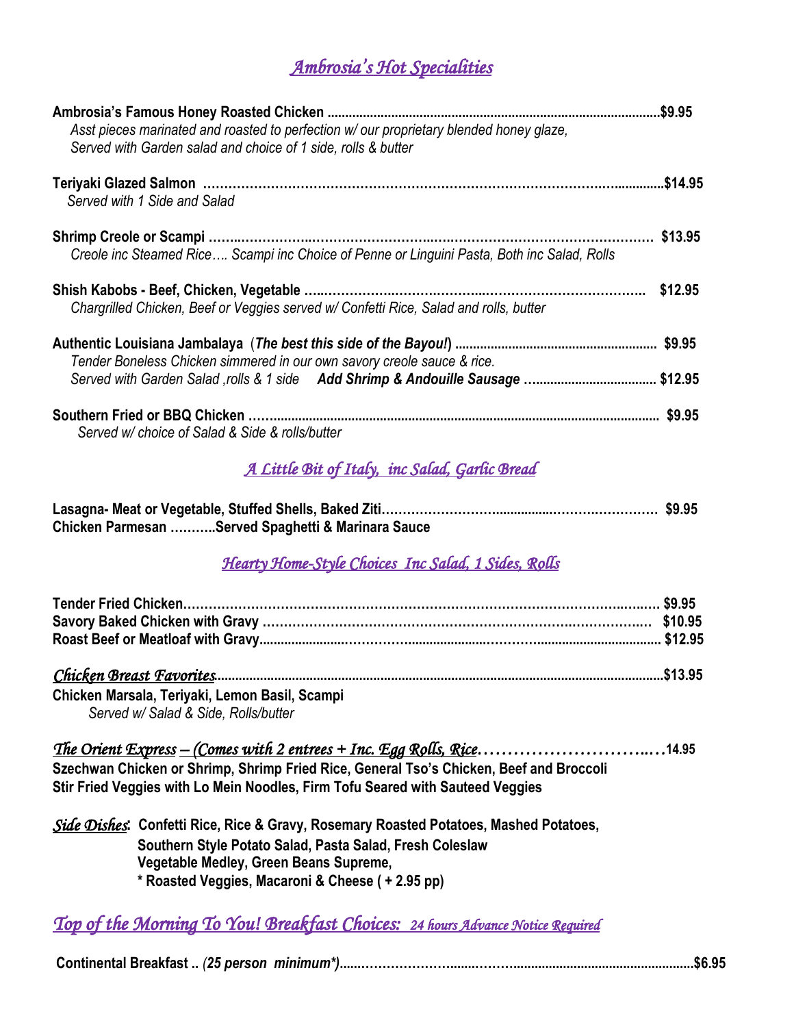## *Ambrosia's Hot Specialities*

**Ambrosia's Famous Honey Roasted Chicken** ........................................ **$9.95**
*Asst pieces marinated and roasted to perfection w/ our proprietary blended honey glaze, Served with Garden salad and choice of 1 side, rolls & butter*

**Teriyaki Glazed Salmon** ........................................ **$14.95**
*Served with 1 Side and Salad*

**Shrimp Creole or Scampi** ........................................ **$13.95**
*Creole inc Steamed Rice…. Scampi inc Choice of Penne or Linguini Pasta, Both inc Salad, Rolls*

**Shish Kabobs - Beef, Chicken, Vegetable** ........................................ **$12.95**
*Chargrilled Chicken, Beef or Veggies served w/ Confetti Rice, Salad and rolls, butter*

**Authentic Louisiana Jambalaya** (***The best this side of the Bayou!***) ........................................ **$9.95**
*Tender Boneless Chicken simmered in our own savory creole sauce & rice.*
*Served with Garden Salad ,rolls & 1 side* ***Add Shrimp & Andouille Sausage*** ........................................ **$12.95**

**Southern Fried or BBQ Chicken** ........................................ **$9.95**
*Served w/ choice of Salad & Side & rolls/butter*

## *A Little Bit of Italy, inc Salad, Garlic Bread*

**Lasagna- Meat or Vegetable, Stuffed Shells, Baked Ziti** ........................................ **$9.95**
**Chicken Parmesan ………..Served Spaghetti & Marinara Sauce**

## *Hearty Home-Style Choices Inc Salad, 1 Sides, Rolls*

**Tender Fried Chicken** ........................................ **$9.95**
**Savory Baked Chicken with Gravy** ........................................ **$10.95**
**Roast Beef or Meatloaf with Gravy** ........................................ **$12.95**

*Chicken Breast Favorites* ........................................ **$13.95**
**Chicken Marsala, Teriyaki, Lemon Basil, Scampi**
*Served w/ Salad & Side, Rolls/butter*

*The Orient Express – (Comes with 2 entrees + Inc. Egg Rolls, Rice* ........................................ **14.95**
**Szechwan Chicken or Shrimp, Shrimp Fried Rice, General Tso's Chicken, Beef and Broccoli**
**Stir Fried Veggies with Lo Mein Noodles, Firm Tofu Seared with Sauteed Veggies**

*Side Dishes*: **Confetti Rice, Rice & Gravy, Rosemary Roasted Potatoes, Mashed Potatoes, Southern Style Potato Salad, Pasta Salad, Fresh Coleslaw Vegetable Medley, Green Beans Supreme,**
**\* Roasted Veggies, Macaroni & Cheese ( + 2.95 pp)**

## *Top of the Morning To You! Breakfast Choices: 24 hours Advance Notice Required*

**Continental Breakfast ..** ***(25 person minimum\*)*** ........................................ **$6.95**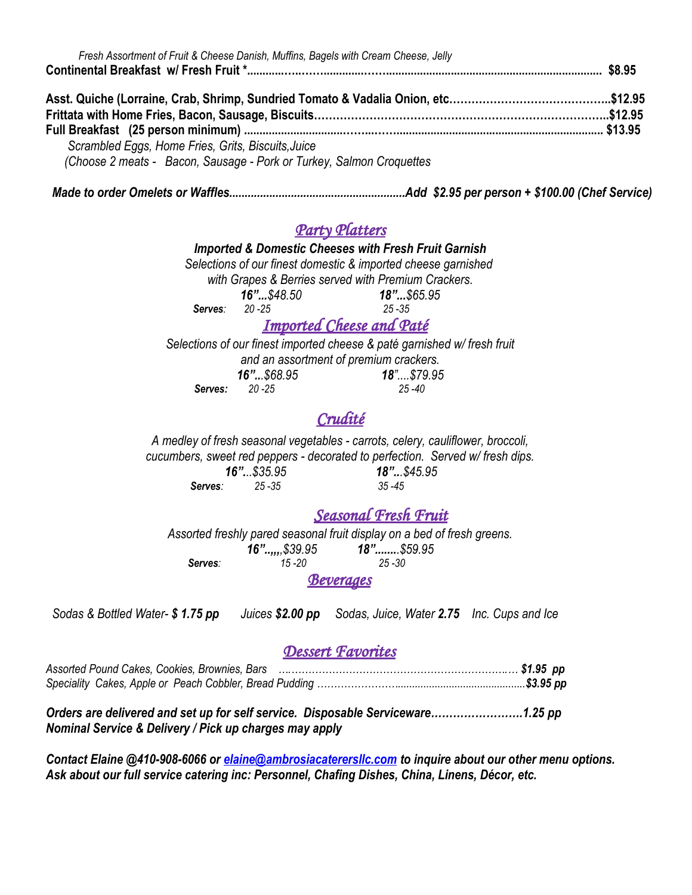*Fresh Assortment of Fruit & Cheese Danish, Muffins, Bagels with Cream Cheese, Jelly*
**Continental Breakfast w/ Fresh Fruit \*.............................................................................................. $8.95**

**Asst. Quiche (Lorraine, Crab, Shrimp, Sundried Tomato & Vadalia Onion, etc……………………………………..$12.95**
**Frittata with Home Fries, Bacon, Sausage, Biscuits……………………………………………………………………..$12.95**
**Full Breakfast (25 person minimum) ............................................................................................... $13.95**
*Scrambled Eggs, Home Fries, Grits, Biscuits,Juice*
*(Choose 2 meats - Bacon, Sausage - Pork or Turkey, Salmon Croquettes*

***Made to order Omelets or Waffles........................................................Add $2.95 per person + $100.00 (Chef Service)***

## *Party Platters*

***Imported & Domestic Cheeses with Fresh Fruit Garnish***
*Selections of our finest domestic & imported cheese garnished with Grapes & Berries served with Premium Crackers.*

| | | |
|---|---|---|
| | ***16”...****$48.50* | ***18”...****$65.95* |
| ***Serves**:* | *20 -25* | *25 -35* |

## *Imported Cheese and Paté*

*Selections of our finest imported cheese & paté garnished w/ fresh fruit and an assortment of premium crackers.*

| | | |
|---|---|---|
| | ***16”...****$68.95* | ***18****”....$79.95* |
| ***Serves:*** | *20 -25* | *25 -40* |

## *Crudité*

*A medley of fresh seasonal vegetables - carrots, celery, cauliflower, broccoli, cucumbers, sweet red peppers - decorated to perfection. Served w/ fresh dips.*

| | | |
|---|---|---|
| | ***16”****...$35.95* | ***18”...****$45.95* |
| ***Serves**:* | *25 -35* | *35 -45* |

## *Seasonal Fresh Fruit*

*Assorted freshly pared seasonal fruit display on a bed of fresh greens.*

| | | |
|---|---|---|
| | ***16”..,,,,****$39.95* | ***18”........****$59.95* |
| ***Serves**:* | *15 -20* | *25 -30* |

## *Beverages*

*Sodas & Bottled Water-* ***$ 1.75 pp*** *Juices* ***$2.00 pp*** *Sodas, Juice, Water* ***2.75*** *Inc. Cups and Ice*

## *Dessert Favorites*

*Assorted Pound Cakes, Cookies, Brownies, Bars ………………………………………………………….……* ***$1.95 pp***
*Speciality Cakes, Apple or Peach Cobbler, Bread Pudding ………………….............................................****$3.95 pp***

***Orders are delivered and set up for self service. Disposable Serviceware…………………….1.25 pp***
***Nominal Service & Delivery / Pick up charges may apply***

***Contact Elaine @410-908-6066 or elaine@ambrosiacaterersllc.com to inquire about our other menu options.***
***Ask about our full service catering inc: Personnel, Chafing Dishes, China, Linens, Décor, etc.***